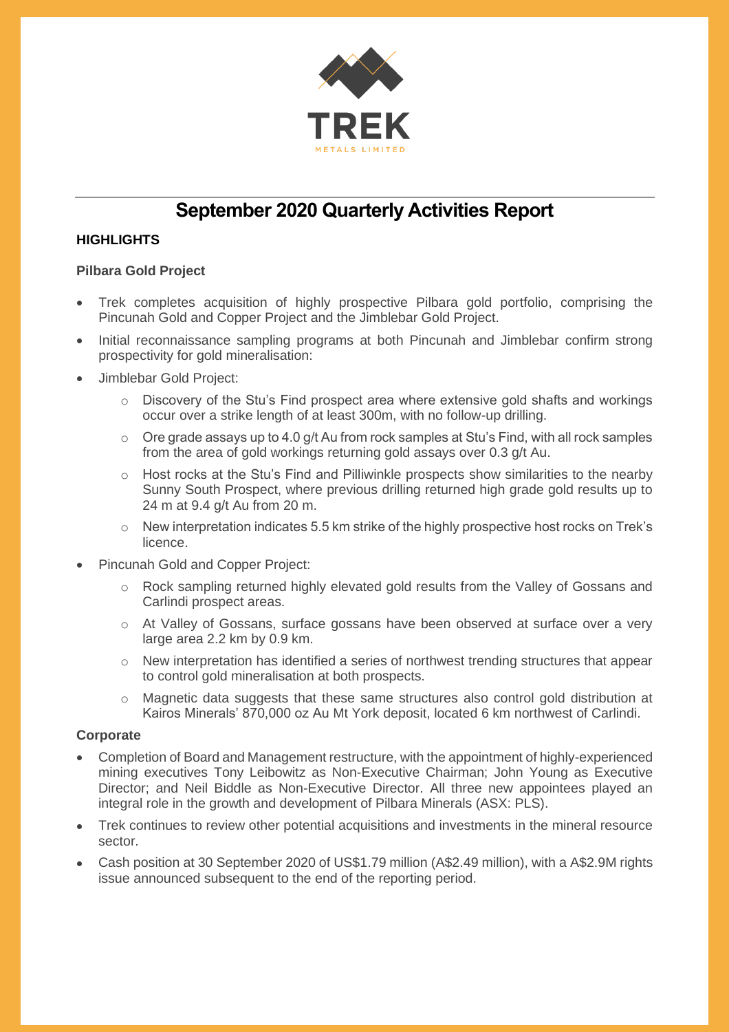# September 2020 Quarterly Activities Report

## HIGHLIGHTS

### Pilbara Gold Project

- Trek completes acquisition of highly prospective Pilbara gold portfolio, comprising the Pincunah Gold and Copper Project and the Jimblebar Gold Project.
- Initial reconnaissance sampling programs at both Pincunah and Jimblebar confirm strong prospectivity for gold mineralisation:
- Jimblebar Gold Project:
  - Discovery of the Stu's Find prospect area where extensive gold shafts and workings occur over a strike length of at least 300m, with no follow-up drilling.
  - Ore grade assays up to 4.0 g/t Au from rock samples at Stu's Find, with all rock samples from the area of gold workings returning gold assays over 0.3 g/t Au.
  - Host rocks at the Stu's Find and Pilliwinkle prospects show similarities to the nearby Sunny South Prospect, where previous drilling returned high grade gold results up to 24 m at 9.4 g/t Au from 20 m.
  - New interpretation indicates 5.5 km strike of the highly prospective host rocks on Trek's licence.
- Pincunah Gold and Copper Project:
  - Rock sampling returned highly elevated gold results from the Valley of Gossans and Carlindi prospect areas.
  - At Valley of Gossans, surface gossans have been observed at surface over a very large area 2.2 km by 0.9 km.
  - New interpretation has identified a series of northwest trending structures that appear to control gold mineralisation at both prospects.
  - Magnetic data suggests that these same structures also control gold distribution at Kairos Minerals' 870,000 oz Au Mt York deposit, located 6 km northwest of Carlindi.

### Corporate

- Completion of Board and Management restructure, with the appointment of highly-experienced mining executives Tony Leibowitz as Non-Executive Chairman; John Young as Executive Director; and Neil Biddle as Non-Executive Director. All three new appointees played an integral role in the growth and development of Pilbara Minerals (ASX: PLS).
- Trek continues to review other potential acquisitions and investments in the mineral resource sector.
- Cash position at 30 September 2020 of US$1.79 million (A$2.49 million), with a A$2.9M rights issue announced subsequent to the end of the reporting period.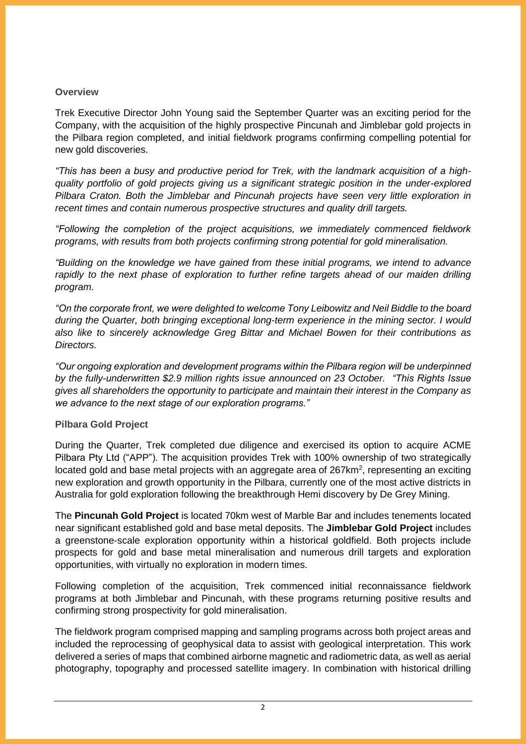## Overview

Trek Executive Director John Young said the September Quarter was an exciting period for the Company, with the acquisition of the highly prospective Pincunah and Jimblebar gold projects in the Pilbara region completed, and initial fieldwork programs confirming compelling potential for new gold discoveries.

*"This has been a busy and productive period for Trek, with the landmark acquisition of a high-quality portfolio of gold projects giving us a significant strategic position in the under-explored Pilbara Craton. Both the Jimblebar and Pincunah projects have seen very little exploration in recent times and contain numerous prospective structures and quality drill targets.*

*"Following the completion of the project acquisitions, we immediately commenced fieldwork programs, with results from both projects confirming strong potential for gold mineralisation.*

*"Building on the knowledge we have gained from these initial programs, we intend to advance rapidly to the next phase of exploration to further refine targets ahead of our maiden drilling program.*

*"On the corporate front, we were delighted to welcome Tony Leibowitz and Neil Biddle to the board during the Quarter, both bringing exceptional long-term experience in the mining sector. I would also like to sincerely acknowledge Greg Bittar and Michael Bowen for their contributions as Directors.*

*"Our ongoing exploration and development programs within the Pilbara region will be underpinned by the fully-underwritten $2.9 million rights issue announced on 23 October. "This Rights Issue gives all shareholders the opportunity to participate and maintain their interest in the Company as we advance to the next stage of our exploration programs."*

## Pilbara Gold Project

During the Quarter, Trek completed due diligence and exercised its option to acquire ACME Pilbara Pty Ltd ("APP"). The acquisition provides Trek with 100% ownership of two strategically located gold and base metal projects with an aggregate area of 267km$^2$, representing an exciting new exploration and growth opportunity in the Pilbara, currently one of the most active districts in Australia for gold exploration following the breakthrough Hemi discovery by De Grey Mining.

The **Pincunah Gold Project** is located 70km west of Marble Bar and includes tenements located near significant established gold and base metal deposits. The **Jimblebar Gold Project** includes a greenstone-scale exploration opportunity within a historical goldfield. Both projects include prospects for gold and base metal mineralisation and numerous drill targets and exploration opportunities, with virtually no exploration in modern times.

Following completion of the acquisition, Trek commenced initial reconnaissance fieldwork programs at both Jimblebar and Pincunah, with these programs returning positive results and confirming strong prospectivity for gold mineralisation.

The fieldwork program comprised mapping and sampling programs across both project areas and included the reprocessing of geophysical data to assist with geological interpretation. This work delivered a series of maps that combined airborne magnetic and radiometric data, as well as aerial photography, topography and processed satellite imagery. In combination with historical drilling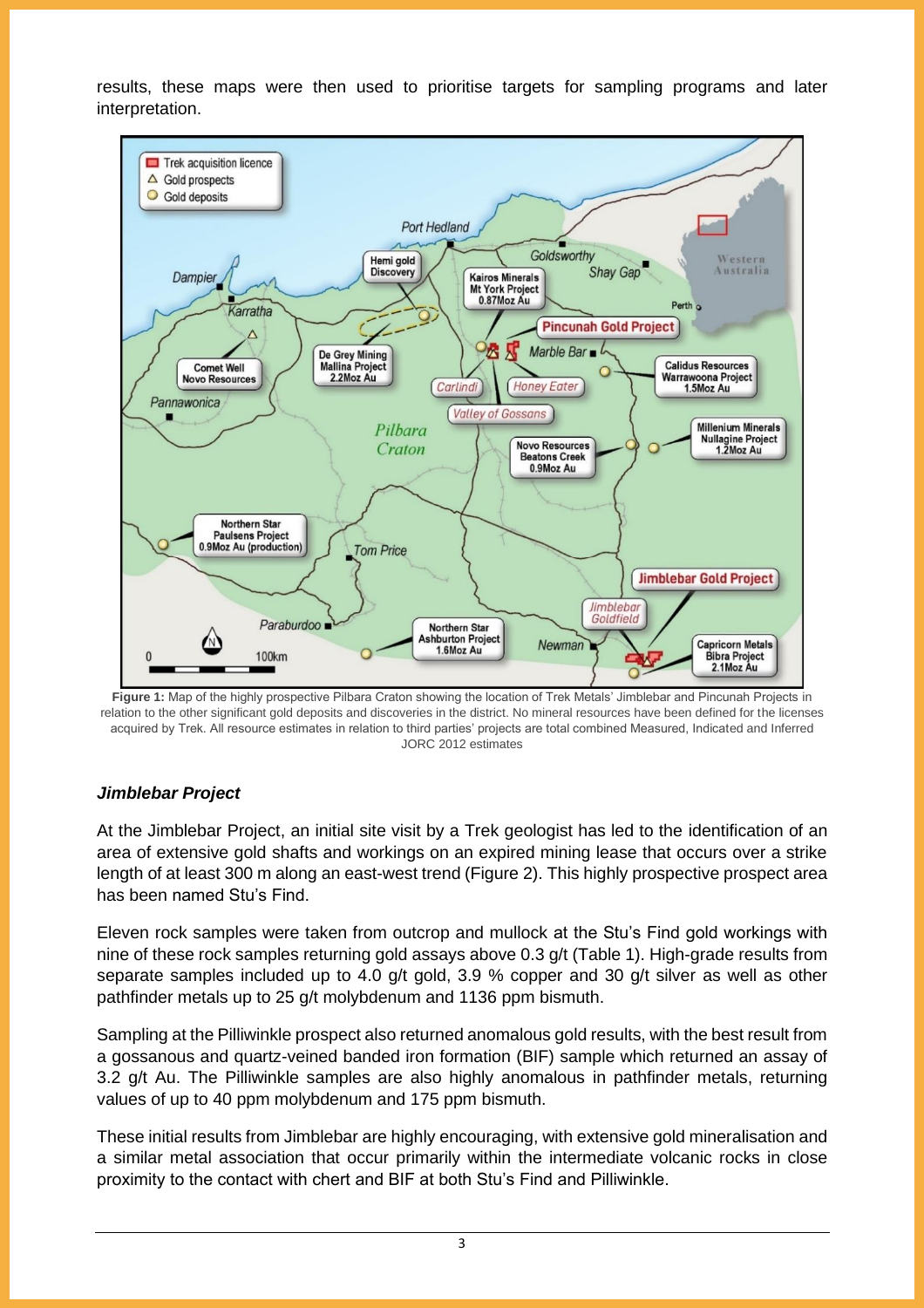results, these maps were then used to prioritise targets for sampling programs and later interpretation.

**Figure 1:** Map of the highly prospective Pilbara Craton showing the location of Trek Metals' Jimblebar and Pincunah Projects in relation to the other significant gold deposits and discoveries in the district. No mineral resources have been defined for the licenses acquired by Trek. All resource estimates in relation to third parties' projects are total combined Measured, Indicated and Inferred JORC 2012 estimates

### *Jimblebar Project*

At the Jimblebar Project, an initial site visit by a Trek geologist has led to the identification of an area of extensive gold shafts and workings on an expired mining lease that occurs over a strike length of at least 300 m along an east-west trend (Figure 2). This highly prospective prospect area has been named Stu's Find.

Eleven rock samples were taken from outcrop and mullock at the Stu's Find gold workings with nine of these rock samples returning gold assays above 0.3 g/t (Table 1). High-grade results from separate samples included up to 4.0 g/t gold, 3.9 % copper and 30 g/t silver as well as other pathfinder metals up to 25 g/t molybdenum and 1136 ppm bismuth.

Sampling at the Pilliwinkle prospect also returned anomalous gold results, with the best result from a gossanous and quartz-veined banded iron formation (BIF) sample which returned an assay of 3.2 g/t Au. The Pilliwinkle samples are also highly anomalous in pathfinder metals, returning values of up to 40 ppm molybdenum and 175 ppm bismuth.

These initial results from Jimblebar are highly encouraging, with extensive gold mineralisation and a similar metal association that occur primarily within the intermediate volcanic rocks in close proximity to the contact with chert and BIF at both Stu's Find and Pilliwinkle.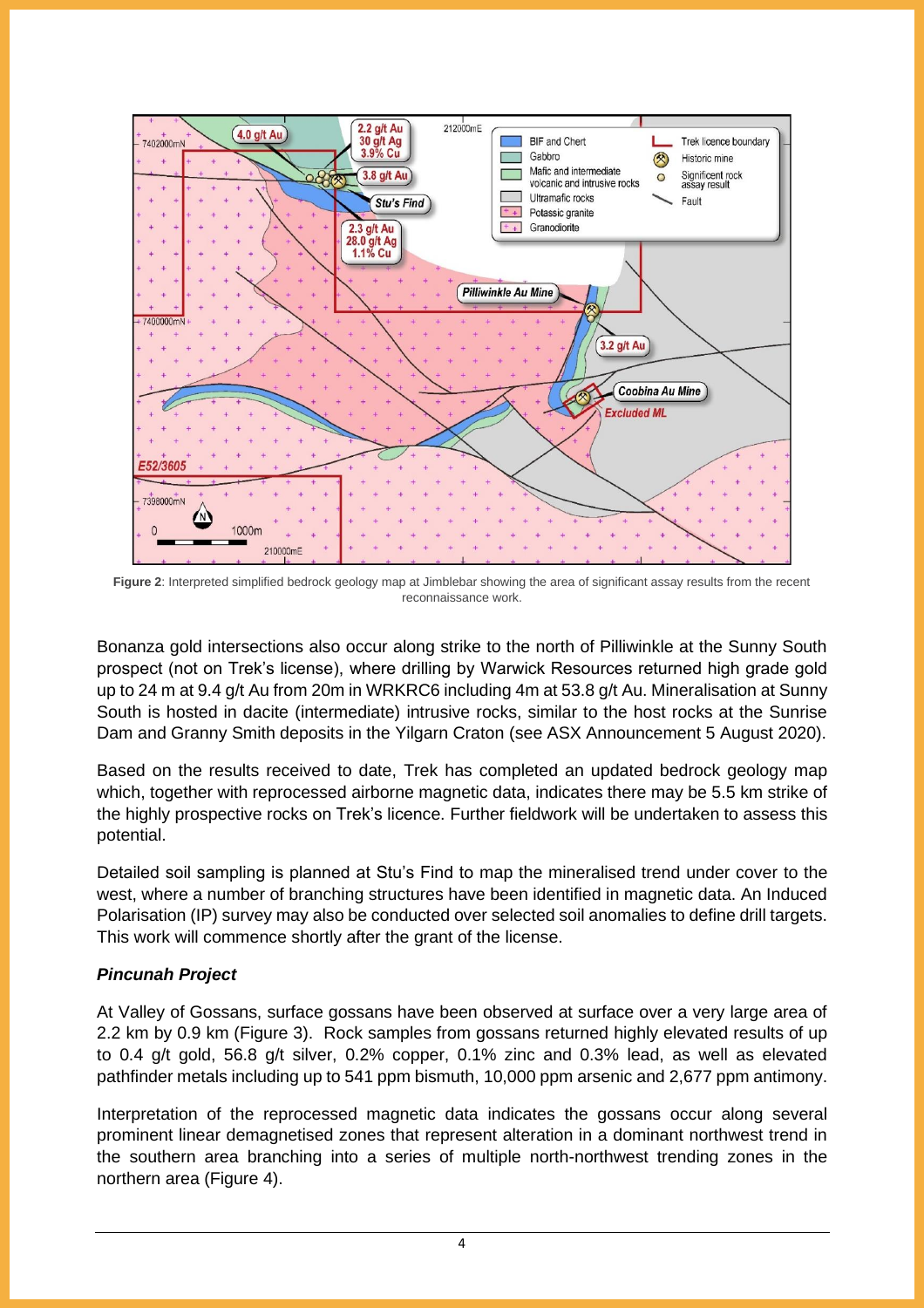**Figure 2**: Interpreted simplified bedrock geology map at Jimblebar showing the area of significant assay results from the recent reconnaissance work.

Bonanza gold intersections also occur along strike to the north of Pilliwinkle at the Sunny South prospect (not on Trek's license), where drilling by Warwick Resources returned high grade gold up to 24 m at 9.4 g/t Au from 20m in WRKRC6 including 4m at 53.8 g/t Au. Mineralisation at Sunny South is hosted in dacite (intermediate) intrusive rocks, similar to the host rocks at the Sunrise Dam and Granny Smith deposits in the Yilgarn Craton (see ASX Announcement 5 August 2020).

Based on the results received to date, Trek has completed an updated bedrock geology map which, together with reprocessed airborne magnetic data, indicates there may be 5.5 km strike of the highly prospective rocks on Trek's licence. Further fieldwork will be undertaken to assess this potential.

Detailed soil sampling is planned at Stu's Find to map the mineralised trend under cover to the west, where a number of branching structures have been identified in magnetic data. An Induced Polarisation (IP) survey may also be conducted over selected soil anomalies to define drill targets. This work will commence shortly after the grant of the license.

***Pincunah Project***

At Valley of Gossans, surface gossans have been observed at surface over a very large area of 2.2 km by 0.9 km (Figure 3). Rock samples from gossans returned highly elevated results of up to 0.4 g/t gold, 56.8 g/t silver, 0.2% copper, 0.1% zinc and 0.3% lead, as well as elevated pathfinder metals including up to 541 ppm bismuth, 10,000 ppm arsenic and 2,677 ppm antimony.

Interpretation of the reprocessed magnetic data indicates the gossans occur along several prominent linear demagnetised zones that represent alteration in a dominant northwest trend in the southern area branching into a series of multiple north-northwest trending zones in the northern area (Figure 4).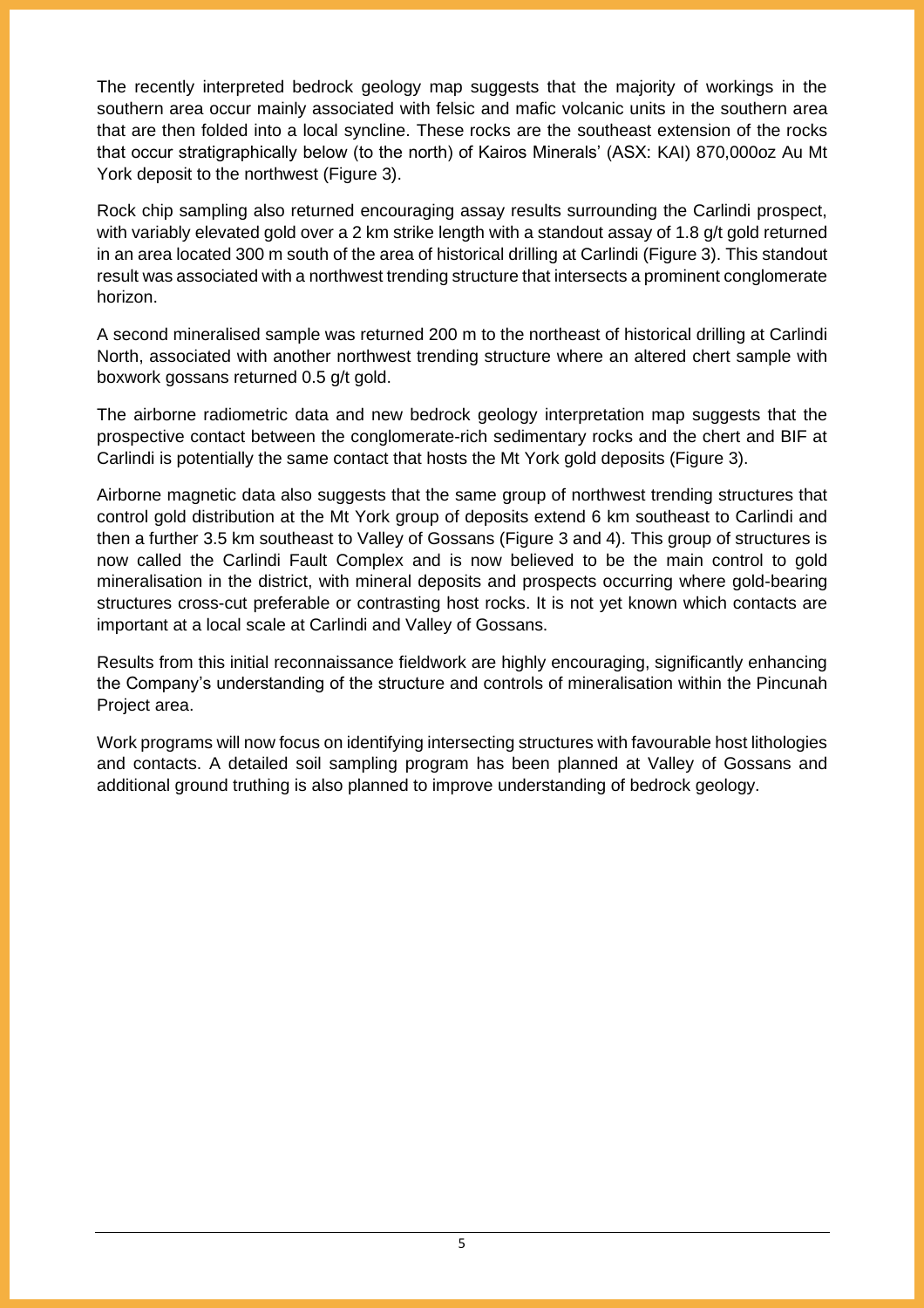The recently interpreted bedrock geology map suggests that the majority of workings in the southern area occur mainly associated with felsic and mafic volcanic units in the southern area that are then folded into a local syncline. These rocks are the southeast extension of the rocks that occur stratigraphically below (to the north) of Kairos Minerals' (ASX: KAI) 870,000oz Au Mt York deposit to the northwest (Figure 3).

Rock chip sampling also returned encouraging assay results surrounding the Carlindi prospect, with variably elevated gold over a 2 km strike length with a standout assay of 1.8 g/t gold returned in an area located 300 m south of the area of historical drilling at Carlindi (Figure 3). This standout result was associated with a northwest trending structure that intersects a prominent conglomerate horizon.

A second mineralised sample was returned 200 m to the northeast of historical drilling at Carlindi North, associated with another northwest trending structure where an altered chert sample with boxwork gossans returned 0.5 g/t gold.

The airborne radiometric data and new bedrock geology interpretation map suggests that the prospective contact between the conglomerate-rich sedimentary rocks and the chert and BIF at Carlindi is potentially the same contact that hosts the Mt York gold deposits (Figure 3).

Airborne magnetic data also suggests that the same group of northwest trending structures that control gold distribution at the Mt York group of deposits extend 6 km southeast to Carlindi and then a further 3.5 km southeast to Valley of Gossans (Figure 3 and 4). This group of structures is now called the Carlindi Fault Complex and is now believed to be the main control to gold mineralisation in the district, with mineral deposits and prospects occurring where gold-bearing structures cross-cut preferable or contrasting host rocks. It is not yet known which contacts are important at a local scale at Carlindi and Valley of Gossans.

Results from this initial reconnaissance fieldwork are highly encouraging, significantly enhancing the Company's understanding of the structure and controls of mineralisation within the Pincunah Project area.

Work programs will now focus on identifying intersecting structures with favourable host lithologies and contacts. A detailed soil sampling program has been planned at Valley of Gossans and additional ground truthing is also planned to improve understanding of bedrock geology.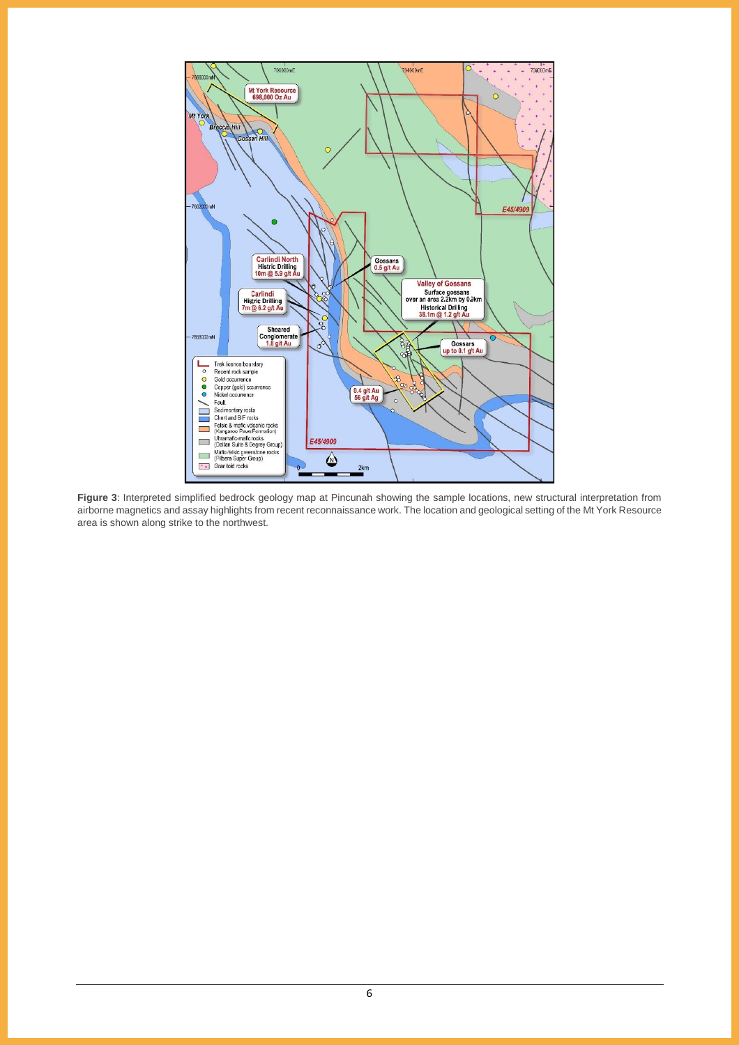**Figure 3**: Interpreted simplified bedrock geology map at Pincunah showing the sample locations, new structural interpretation from airborne magnetics and assay highlights from recent reconnaissance work. The location and geological setting of the Mt York Resource area is shown along strike to the northwest.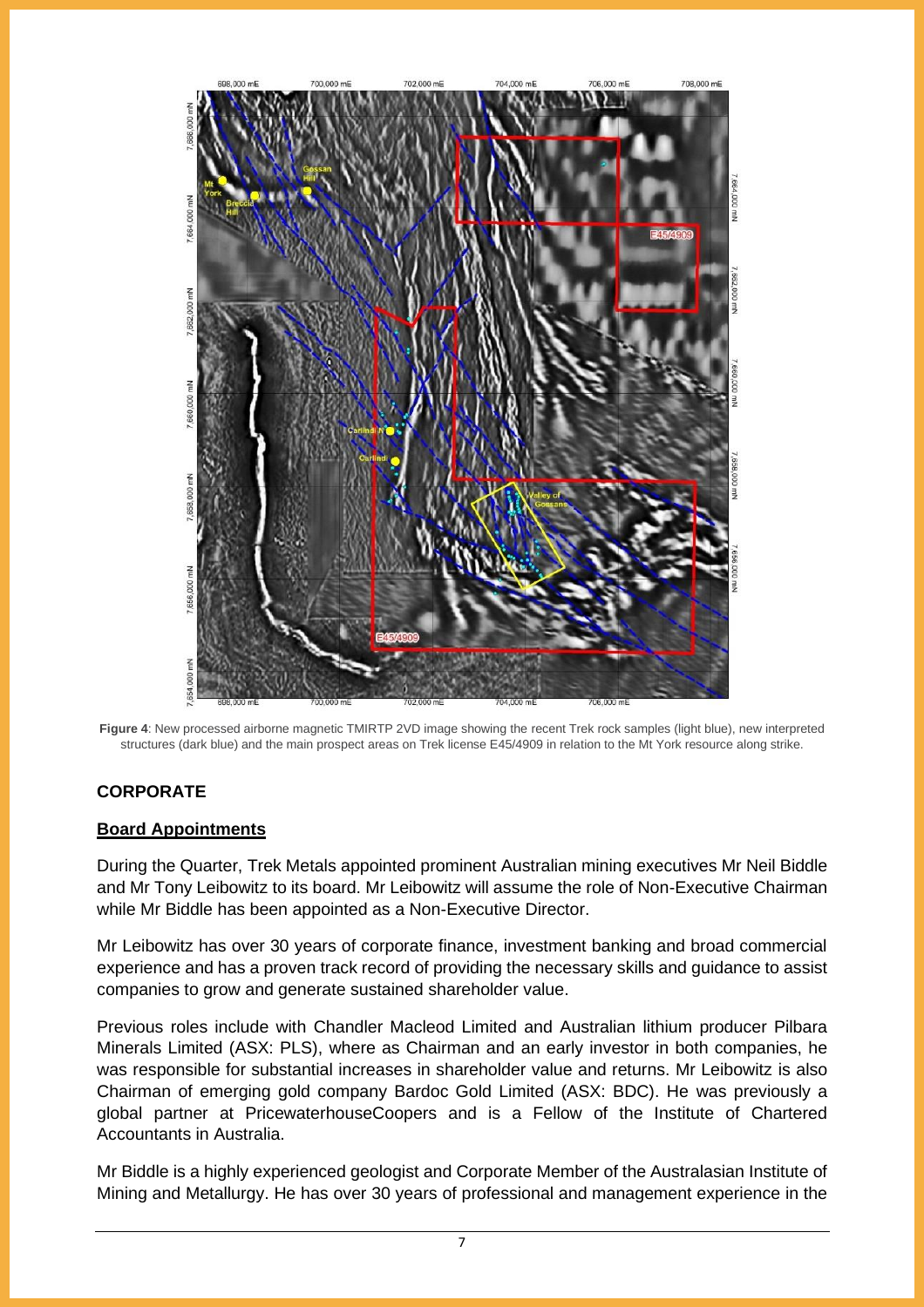**Figure 4**: New processed airborne magnetic TMIRTP 2VD image showing the recent Trek rock samples (light blue), new interpreted structures (dark blue) and the main prospect areas on Trek license E45/4909 in relation to the Mt York resource along strike.

## CORPORATE

### Board Appointments

During the Quarter, Trek Metals appointed prominent Australian mining executives Mr Neil Biddle and Mr Tony Leibowitz to its board. Mr Leibowitz will assume the role of Non-Executive Chairman while Mr Biddle has been appointed as a Non-Executive Director.

Mr Leibowitz has over 30 years of corporate finance, investment banking and broad commercial experience and has a proven track record of providing the necessary skills and guidance to assist companies to grow and generate sustained shareholder value.

Previous roles include with Chandler Macleod Limited and Australian lithium producer Pilbara Minerals Limited (ASX: PLS), where as Chairman and an early investor in both companies, he was responsible for substantial increases in shareholder value and returns. Mr Leibowitz is also Chairman of emerging gold company Bardoc Gold Limited (ASX: BDC). He was previously a global partner at PricewaterhouseCoopers and is a Fellow of the Institute of Chartered Accountants in Australia.

Mr Biddle is a highly experienced geologist and Corporate Member of the Australasian Institute of Mining and Metallurgy. He has over 30 years of professional and management experience in the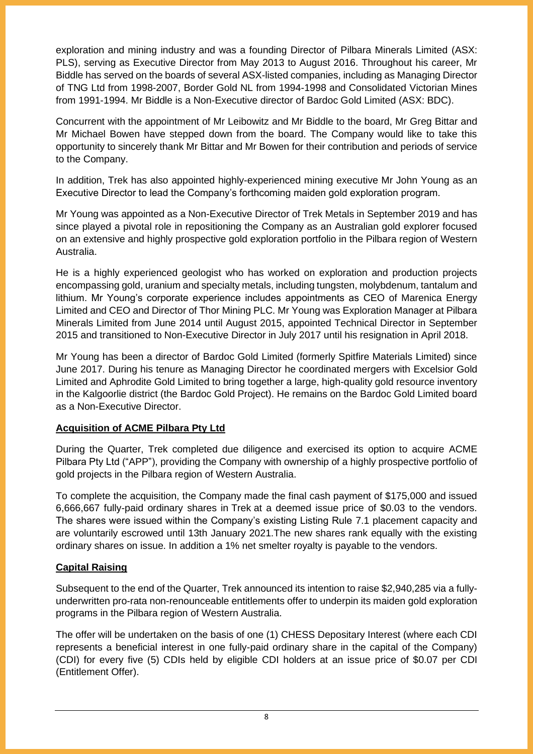exploration and mining industry and was a founding Director of Pilbara Minerals Limited (ASX: PLS), serving as Executive Director from May 2013 to August 2016. Throughout his career, Mr Biddle has served on the boards of several ASX-listed companies, including as Managing Director of TNG Ltd from 1998-2007, Border Gold NL from 1994-1998 and Consolidated Victorian Mines from 1991-1994. Mr Biddle is a Non-Executive director of Bardoc Gold Limited (ASX: BDC).

Concurrent with the appointment of Mr Leibowitz and Mr Biddle to the board, Mr Greg Bittar and Mr Michael Bowen have stepped down from the board. The Company would like to take this opportunity to sincerely thank Mr Bittar and Mr Bowen for their contribution and periods of service to the Company.

In addition, Trek has also appointed highly-experienced mining executive Mr John Young as an Executive Director to lead the Company's forthcoming maiden gold exploration program.

Mr Young was appointed as a Non-Executive Director of Trek Metals in September 2019 and has since played a pivotal role in repositioning the Company as an Australian gold explorer focused on an extensive and highly prospective gold exploration portfolio in the Pilbara region of Western Australia.

He is a highly experienced geologist who has worked on exploration and production projects encompassing gold, uranium and specialty metals, including tungsten, molybdenum, tantalum and lithium. Mr Young's corporate experience includes appointments as CEO of Marenica Energy Limited and CEO and Director of Thor Mining PLC. Mr Young was Exploration Manager at Pilbara Minerals Limited from June 2014 until August 2015, appointed Technical Director in September 2015 and transitioned to Non-Executive Director in July 2017 until his resignation in April 2018.

Mr Young has been a director of Bardoc Gold Limited (formerly Spitfire Materials Limited) since June 2017. During his tenure as Managing Director he coordinated mergers with Excelsior Gold Limited and Aphrodite Gold Limited to bring together a large, high-quality gold resource inventory in the Kalgoorlie district (the Bardoc Gold Project). He remains on the Bardoc Gold Limited board as a Non-Executive Director.

## Acquisition of ACME Pilbara Pty Ltd

During the Quarter, Trek completed due diligence and exercised its option to acquire ACME Pilbara Pty Ltd ("APP"), providing the Company with ownership of a highly prospective portfolio of gold projects in the Pilbara region of Western Australia.

To complete the acquisition, the Company made the final cash payment of $175,000 and issued 6,666,667 fully-paid ordinary shares in Trek at a deemed issue price of $0.03 to the vendors. The shares were issued within the Company's existing Listing Rule 7.1 placement capacity and are voluntarily escrowed until 13th January 2021.The new shares rank equally with the existing ordinary shares on issue. In addition a 1% net smelter royalty is payable to the vendors.

## Capital Raising

Subsequent to the end of the Quarter, Trek announced its intention to raise $2,940,285 via a fully-underwritten pro-rata non-renounceable entitlements offer to underpin its maiden gold exploration programs in the Pilbara region of Western Australia.

The offer will be undertaken on the basis of one (1) CHESS Depositary Interest (where each CDI represents a beneficial interest in one fully-paid ordinary share in the capital of the Company) (CDI) for every five (5) CDIs held by eligible CDI holders at an issue price of $0.07 per CDI (Entitlement Offer).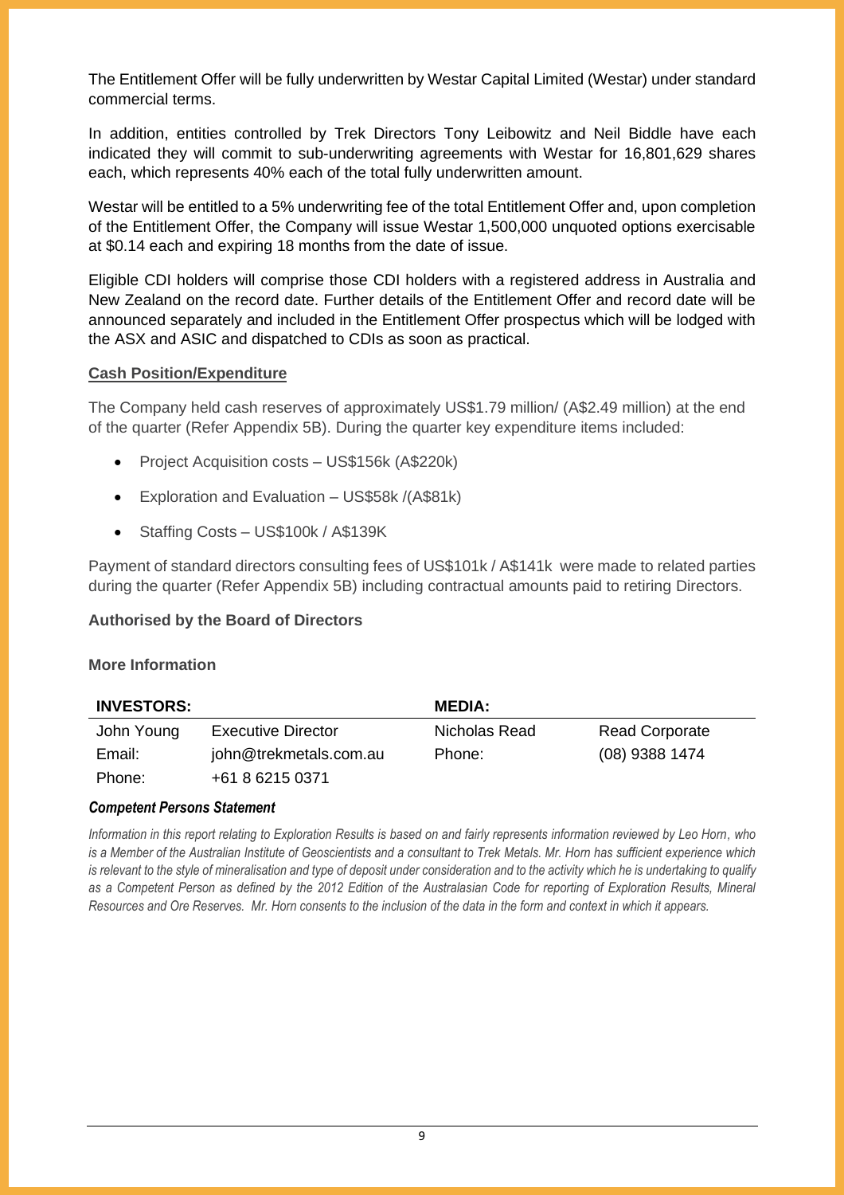The Entitlement Offer will be fully underwritten by Westar Capital Limited (Westar) under standard commercial terms.

In addition, entities controlled by Trek Directors Tony Leibowitz and Neil Biddle have each indicated they will commit to sub-underwriting agreements with Westar for 16,801,629 shares each, which represents 40% each of the total fully underwritten amount.

Westar will be entitled to a 5% underwriting fee of the total Entitlement Offer and, upon completion of the Entitlement Offer, the Company will issue Westar 1,500,000 unquoted options exercisable at $0.14 each and expiring 18 months from the date of issue.

Eligible CDI holders will comprise those CDI holders with a registered address in Australia and New Zealand on the record date. Further details of the Entitlement Offer and record date will be announced separately and included in the Entitlement Offer prospectus which will be lodged with the ASX and ASIC and dispatched to CDIs as soon as practical.

**Cash Position/Expenditure**

The Company held cash reserves of approximately US$1.79 million/ (A$2.49 million) at the end of the quarter (Refer Appendix 5B). During the quarter key expenditure items included:

- Project Acquisition costs – US$156k (A$220k)
- Exploration and Evaluation – US$58k /(A$81k)
- Staffing Costs – US$100k / A$139K

Payment of standard directors consulting fees of US$101k / A$141k were made to related parties during the quarter (Refer Appendix 5B) including contractual amounts paid to retiring Directors.

**Authorised by the Board of Directors**

**More Information**

| **INVESTORS:** | | **MEDIA:** | |
|---|---|---|---|
| John Young | Executive Director | Nicholas Read | Read Corporate |
| Email: | john@trekmetals.com.au | Phone: | (08) 9388 1474 |
| Phone: | +61 8 6215 0371 | | |

***Competent Persons Statement***

*Information in this report relating to Exploration Results is based on and fairly represents information reviewed by Leo Horn, who is a Member of the Australian Institute of Geoscientists and a consultant to Trek Metals. Mr. Horn has sufficient experience which is relevant to the style of mineralisation and type of deposit under consideration and to the activity which he is undertaking to qualify as a Competent Person as defined by the 2012 Edition of the Australasian Code for reporting of Exploration Results, Mineral Resources and Ore Reserves. Mr. Horn consents to the inclusion of the data in the form and context in which it appears.*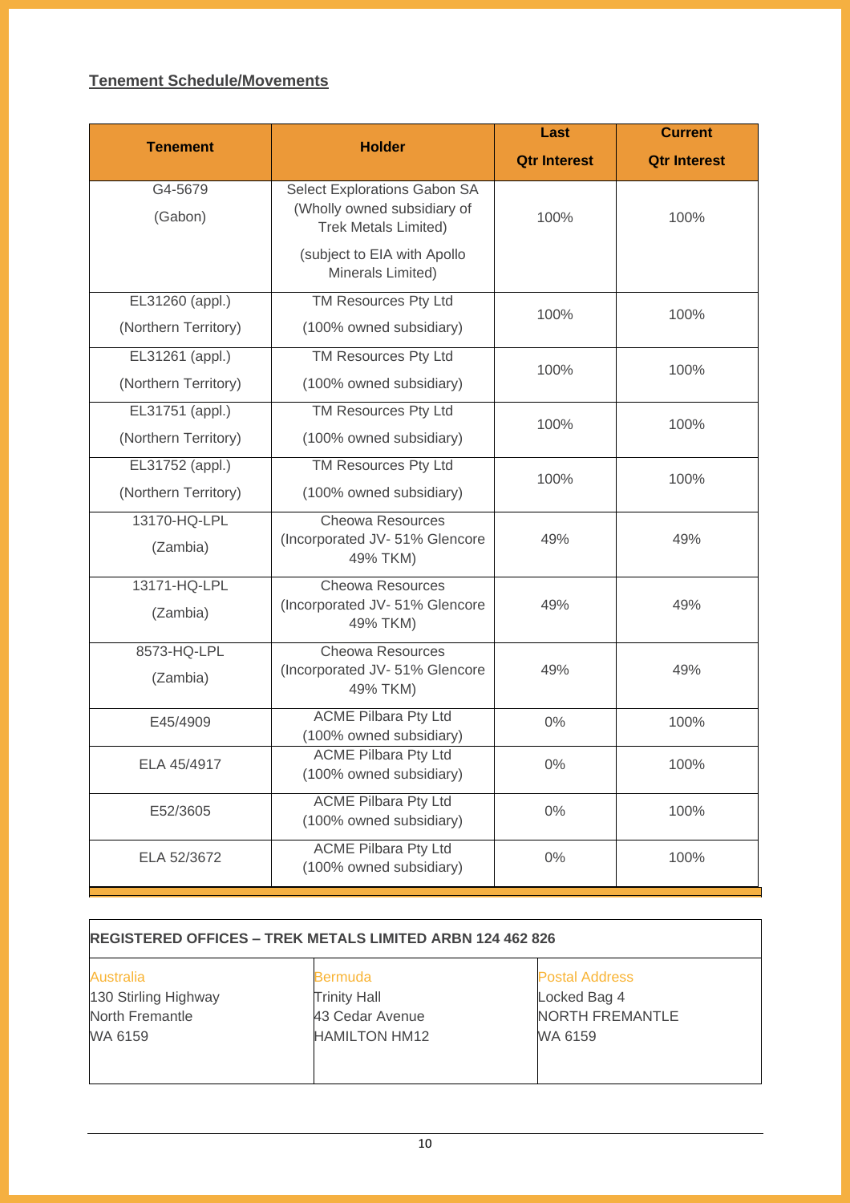## Tenement Schedule/Movements

| Tenement | Holder | Last Qtr Interest | Current Qtr Interest |
|---|---|---|---|
| G4-5679 (Gabon) | Select Explorations Gabon SA (Wholly owned subsidiary of Trek Metals Limited) (subject to EIA with Apollo Minerals Limited) | 100% | 100% |
| EL31260 (appl.) (Northern Territory) | TM Resources Pty Ltd (100% owned subsidiary) | 100% | 100% |
| EL31261 (appl.) (Northern Territory) | TM Resources Pty Ltd (100% owned subsidiary) | 100% | 100% |
| EL31751 (appl.) (Northern Territory) | TM Resources Pty Ltd (100% owned subsidiary) | 100% | 100% |
| EL31752 (appl.) (Northern Territory) | TM Resources Pty Ltd (100% owned subsidiary) | 100% | 100% |
| 13170-HQ-LPL (Zambia) | Cheowa Resources (Incorporated JV- 51% Glencore 49% TKM) | 49% | 49% |
| 13171-HQ-LPL (Zambia) | Cheowa Resources (Incorporated JV- 51% Glencore 49% TKM) | 49% | 49% |
| 8573-HQ-LPL (Zambia) | Cheowa Resources (Incorporated JV- 51% Glencore 49% TKM) | 49% | 49% |
| E45/4909 | ACME Pilbara Pty Ltd (100% owned subsidiary) | 0% | 100% |
| ELA 45/4917 | ACME Pilbara Pty Ltd (100% owned subsidiary) | 0% | 100% |
| E52/3605 | ACME Pilbara Pty Ltd (100% owned subsidiary) | 0% | 100% |
| ELA 52/3672 | ACME Pilbara Pty Ltd (100% owned subsidiary) | 0% | 100% |

| REGISTERED OFFICES – TREK METALS LIMITED ARBN 124 462 826 | | |
|---|---|---|
| Australia<br>130 Stirling Highway<br>North Fremantle<br>WA 6159 | Bermuda<br>Trinity Hall<br>43 Cedar Avenue<br>HAMILTON HM12 | Postal Address<br>Locked Bag 4<br>NORTH FREMANTLE<br>WA 6159 |